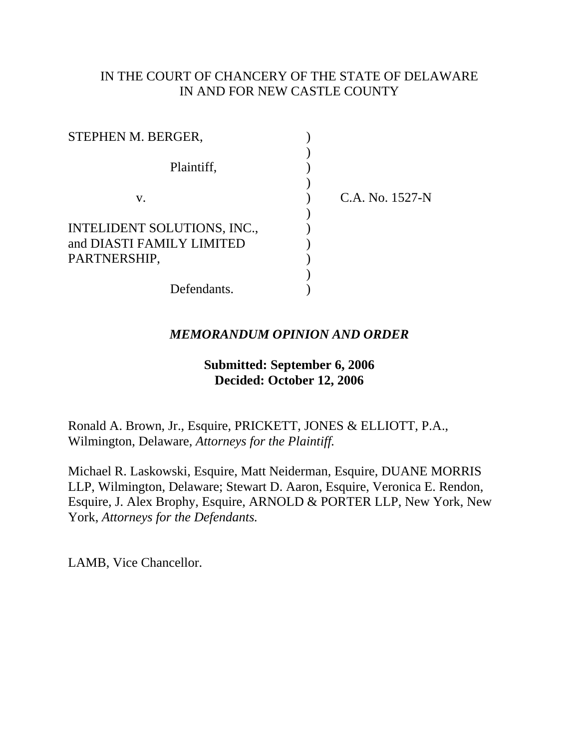IN THE COURT OF CHANCERY OF THE STATE OF DELAWARE
IN AND FOR NEW CASTLE COUNTY

| | | |
|---|---|---|
| STEPHEN M. BERGER, | ) | |
| | ) | |
| Plaintiff, | ) | |
| | ) | |
| v. | ) | C.A. No. 1527-N |
| | ) | |
| INTELIDENT SOLUTIONS, INC., and DIASTI FAMILY LIMITED PARTNERSHIP, | ) | |
| | ) | |
| Defendants. | ) | |

***MEMORANDUM OPINION AND ORDER***

**Submitted: September 6, 2006**
**Decided: October 12, 2006**

Ronald A. Brown, Jr., Esquire, PRICKETT, JONES & ELLIOTT, P.A., Wilmington, Delaware, *Attorneys for the Plaintiff.*

Michael R. Laskowski, Esquire, Matt Neiderman, Esquire, DUANE MORRIS LLP, Wilmington, Delaware; Stewart D. Aaron, Esquire, Veronica E. Rendon, Esquire, J. Alex Brophy, Esquire, ARNOLD & PORTER LLP, New York, New York, *Attorneys for the Defendants.*

LAMB, Vice Chancellor.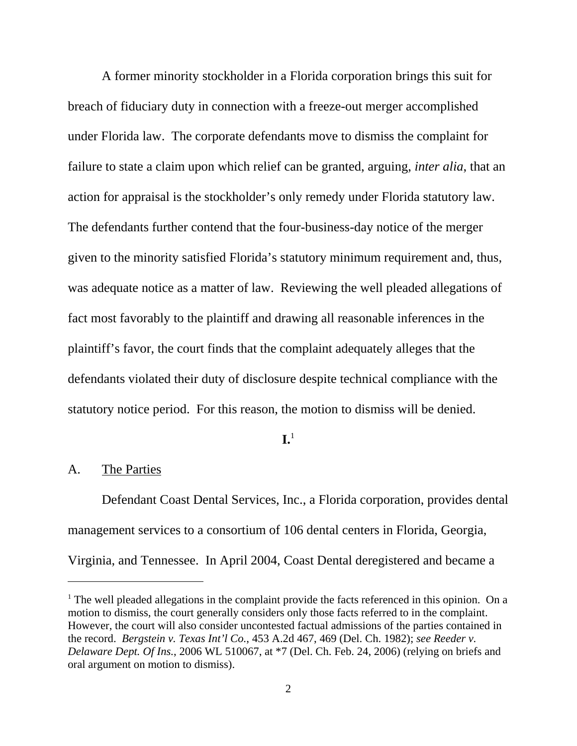A former minority stockholder in a Florida corporation brings this suit for breach of fiduciary duty in connection with a freeze-out merger accomplished under Florida law. The corporate defendants move to dismiss the complaint for failure to state a claim upon which relief can be granted, arguing, *inter alia*, that an action for appraisal is the stockholder's only remedy under Florida statutory law. The defendants further contend that the four-business-day notice of the merger given to the minority satisfied Florida's statutory minimum requirement and, thus, was adequate notice as a matter of law. Reviewing the well pleaded allegations of fact most favorably to the plaintiff and drawing all reasonable inferences in the plaintiff's favor, the court finds that the complaint adequately alleges that the defendants violated their duty of disclosure despite technical compliance with the statutory notice period. For this reason, the motion to dismiss will be denied.

## I.[1]

### A. The Parties

Defendant Coast Dental Services, Inc., a Florida corporation, provides dental management services to a consortium of 106 dental centers in Florida, Georgia, Virginia, and Tennessee. In April 2004, Coast Dental deregistered and became a

[1] The well pleaded allegations in the complaint provide the facts referenced in this opinion. On a motion to dismiss, the court generally considers only those facts referred to in the complaint. However, the court will also consider uncontested factual admissions of the parties contained in the record. *Bergstein v. Texas Int'l Co.*, 453 A.2d 467, 469 (Del. Ch. 1982); *see Reeder v. Delaware Dept. Of Ins.*, 2006 WL 510067, at *7 (Del. Ch. Feb. 24, 2006) (relying on briefs and oral argument on motion to dismiss).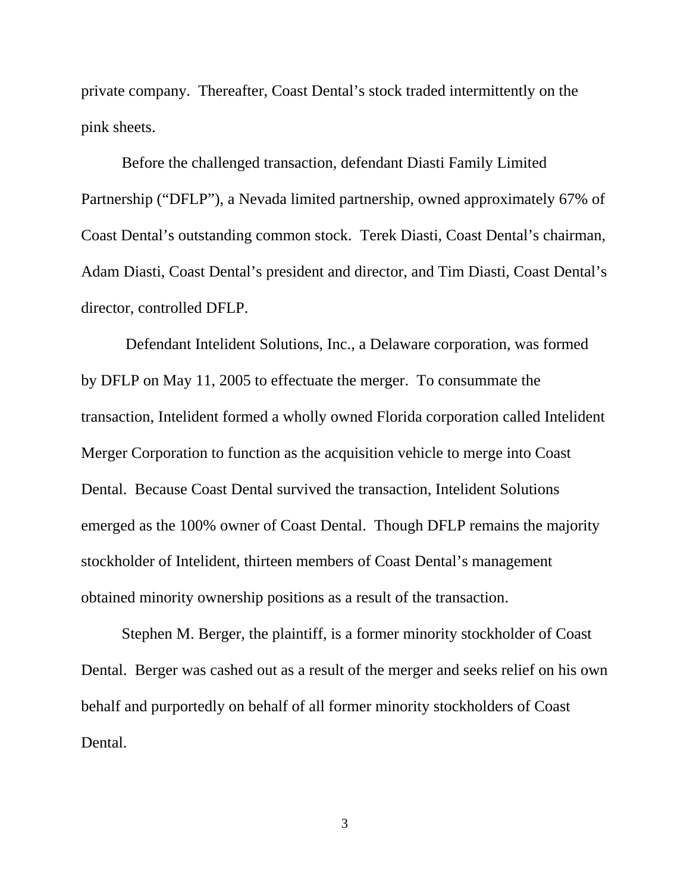private company. Thereafter, Coast Dental's stock traded intermittently on the pink sheets.

Before the challenged transaction, defendant Diasti Family Limited Partnership ("DFLP"), a Nevada limited partnership, owned approximately 67% of Coast Dental's outstanding common stock. Terek Diasti, Coast Dental's chairman, Adam Diasti, Coast Dental's president and director, and Tim Diasti, Coast Dental's director, controlled DFLP.

Defendant Intelident Solutions, Inc., a Delaware corporation, was formed by DFLP on May 11, 2005 to effectuate the merger. To consummate the transaction, Intelident formed a wholly owned Florida corporation called Intelident Merger Corporation to function as the acquisition vehicle to merge into Coast Dental. Because Coast Dental survived the transaction, Intelident Solutions emerged as the 100% owner of Coast Dental. Though DFLP remains the majority stockholder of Intelident, thirteen members of Coast Dental's management obtained minority ownership positions as a result of the transaction.

Stephen M. Berger, the plaintiff, is a former minority stockholder of Coast Dental. Berger was cashed out as a result of the merger and seeks relief on his own behalf and purportedly on behalf of all former minority stockholders of Coast Dental.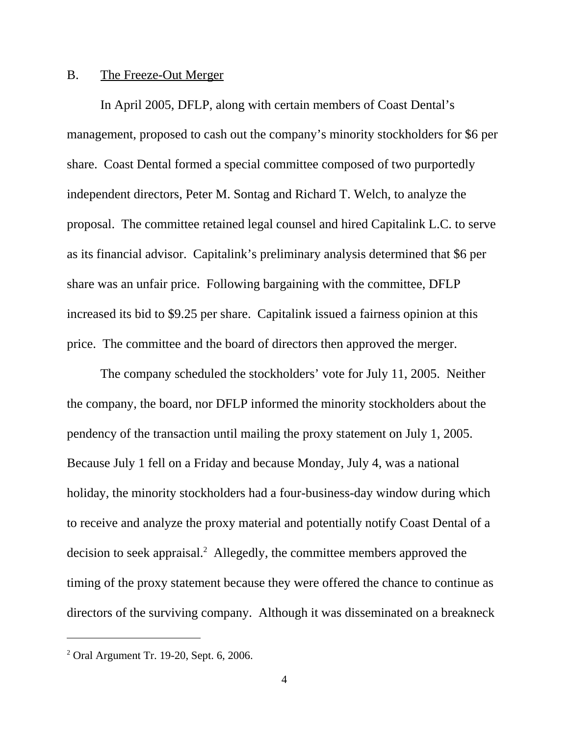## B. The Freeze-Out Merger

In April 2005, DFLP, along with certain members of Coast Dental's management, proposed to cash out the company's minority stockholders for $6 per share. Coast Dental formed a special committee composed of two purportedly independent directors, Peter M. Sontag and Richard T. Welch, to analyze the proposal. The committee retained legal counsel and hired Capitalink L.C. to serve as its financial advisor. Capitalink's preliminary analysis determined that $6 per share was an unfair price. Following bargaining with the committee, DFLP increased its bid to $9.25 per share. Capitalink issued a fairness opinion at this price. The committee and the board of directors then approved the merger.

The company scheduled the stockholders' vote for July 11, 2005. Neither the company, the board, nor DFLP informed the minority stockholders about the pendency of the transaction until mailing the proxy statement on July 1, 2005. Because July 1 fell on a Friday and because Monday, July 4, was a national holiday, the minority stockholders had a four-business-day window during which to receive and analyze the proxy material and potentially notify Coast Dental of a decision to seek appraisal.[2] Allegedly, the committee members approved the timing of the proxy statement because they were offered the chance to continue as directors of the surviving company. Although it was disseminated on a breakneck

---

[2] Oral Argument Tr. 19-20, Sept. 6, 2006.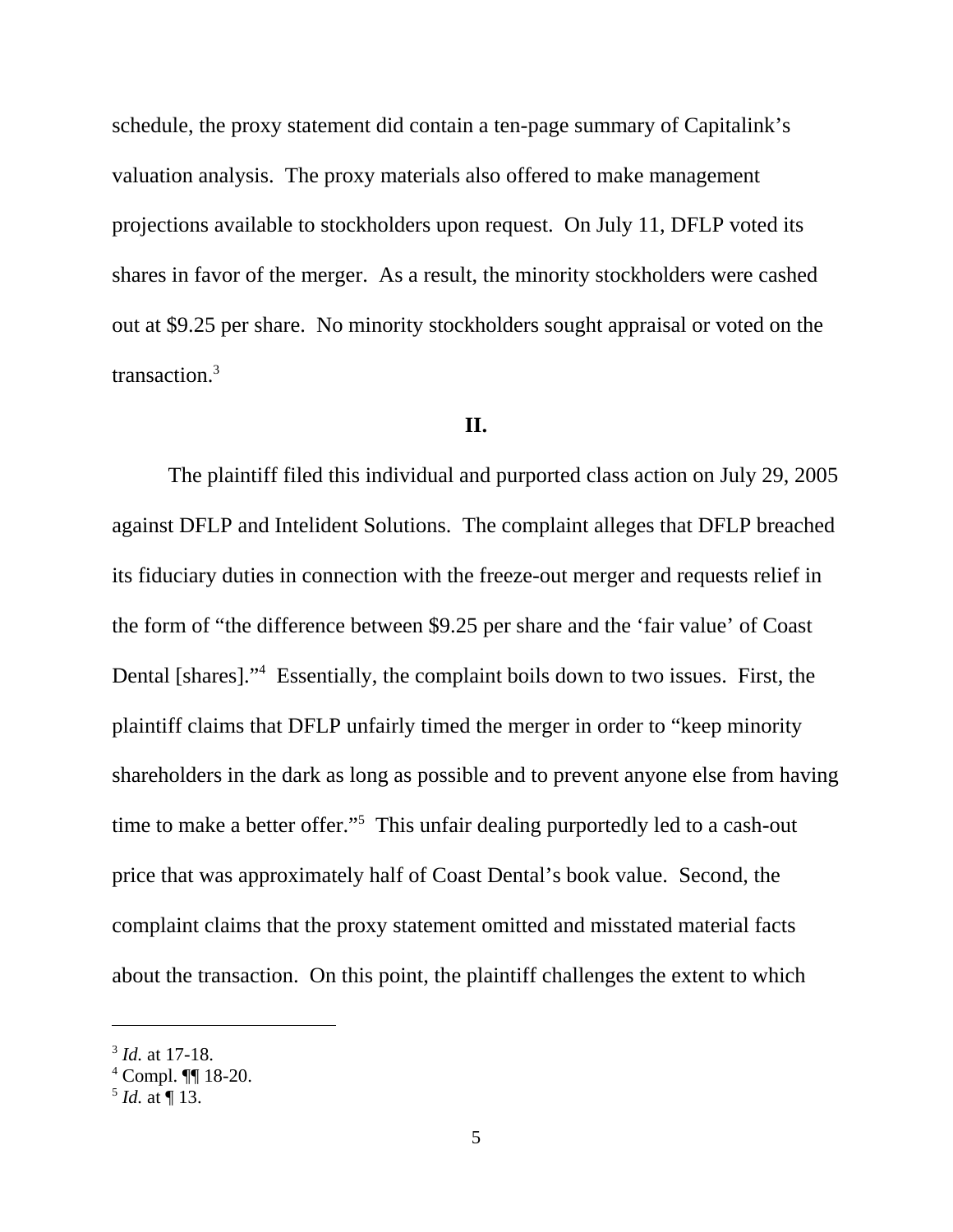schedule, the proxy statement did contain a ten-page summary of Capitalink's valuation analysis. The proxy materials also offered to make management projections available to stockholders upon request. On July 11, DFLP voted its shares in favor of the merger. As a result, the minority stockholders were cashed out at $9.25 per share. No minority stockholders sought appraisal or voted on the transaction.[3]

## II.

The plaintiff filed this individual and purported class action on July 29, 2005 against DFLP and Intelident Solutions. The complaint alleges that DFLP breached its fiduciary duties in connection with the freeze-out merger and requests relief in the form of "the difference between $9.25 per share and the 'fair value' of Coast Dental [shares]."[4] Essentially, the complaint boils down to two issues. First, the plaintiff claims that DFLP unfairly timed the merger in order to "keep minority shareholders in the dark as long as possible and to prevent anyone else from having time to make a better offer."[5] This unfair dealing purportedly led to a cash-out price that was approximately half of Coast Dental's book value. Second, the complaint claims that the proxy statement omitted and misstated material facts about the transaction. On this point, the plaintiff challenges the extent to which

---

[3] *Id.* at 17-18.
[4] Compl. ¶¶ 18-20.
[5] *Id.* at ¶ 13.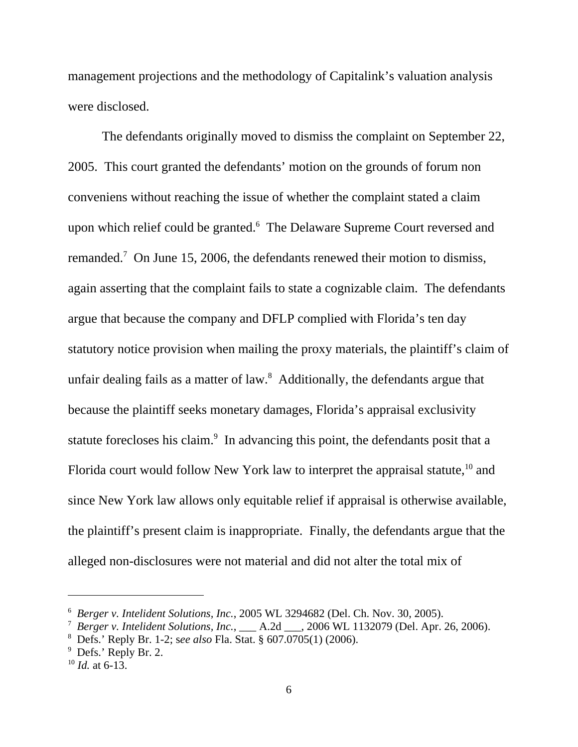management projections and the methodology of Capitalink's valuation analysis were disclosed.

The defendants originally moved to dismiss the complaint on September 22, 2005. This court granted the defendants' motion on the grounds of forum non conveniens without reaching the issue of whether the complaint stated a claim upon which relief could be granted.[6] The Delaware Supreme Court reversed and remanded.[7] On June 15, 2006, the defendants renewed their motion to dismiss, again asserting that the complaint fails to state a cognizable claim. The defendants argue that because the company and DFLP complied with Florida's ten day statutory notice provision when mailing the proxy materials, the plaintiff's claim of unfair dealing fails as a matter of law.[8] Additionally, the defendants argue that because the plaintiff seeks monetary damages, Florida's appraisal exclusivity statute forecloses his claim.[9] In advancing this point, the defendants posit that a Florida court would follow New York law to interpret the appraisal statute,[10] and since New York law allows only equitable relief if appraisal is otherwise available, the plaintiff's present claim is inappropriate. Finally, the defendants argue that the alleged non-disclosures were not material and did not alter the total mix of

---

[6] *Berger v. Intelident Solutions, Inc.*, 2005 WL 3294682 (Del. Ch. Nov. 30, 2005).

[7] *Berger v. Intelident Solutions, Inc.*, ___ A.2d ___, 2006 WL 1132079 (Del. Apr. 26, 2006).

[8] Defs.' Reply Br. 1-2; s*ee also* Fla. Stat. § 607.0705(1) (2006).

[9] Defs.' Reply Br. 2.

[10] *Id.* at 6-13.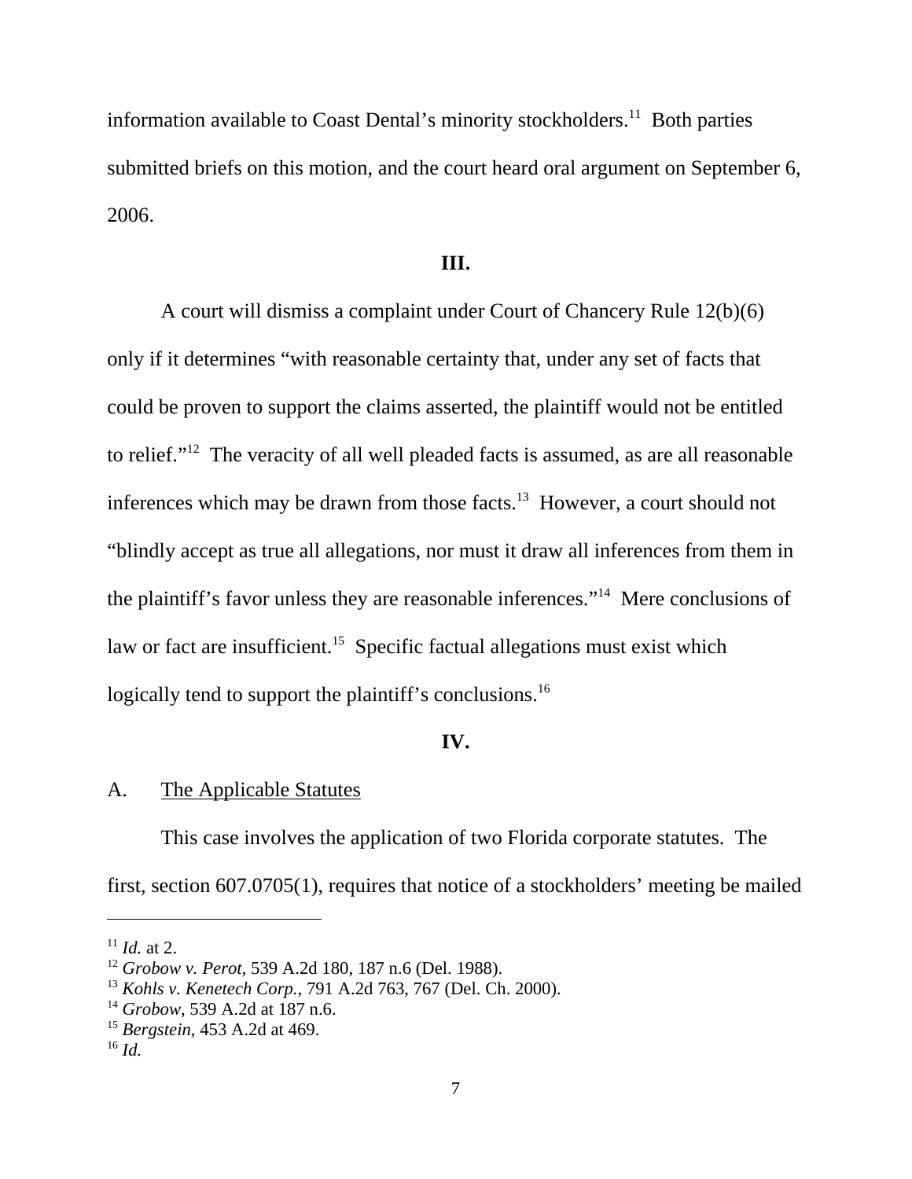information available to Coast Dental's minority stockholders.[11] Both parties submitted briefs on this motion, and the court heard oral argument on September 6, 2006.

## III.

A court will dismiss a complaint under Court of Chancery Rule 12(b)(6) only if it determines "with reasonable certainty that, under any set of facts that could be proven to support the claims asserted, the plaintiff would not be entitled to relief."[12] The veracity of all well pleaded facts is assumed, as are all reasonable inferences which may be drawn from those facts.[13] However, a court should not "blindly accept as true all allegations, nor must it draw all inferences from them in the plaintiff's favor unless they are reasonable inferences."[14] Mere conclusions of law or fact are insufficient.[15] Specific factual allegations must exist which logically tend to support the plaintiff's conclusions.[16]

## IV.

### A. The Applicable Statutes

This case involves the application of two Florida corporate statutes. The first, section 607.0705(1), requires that notice of a stockholders' meeting be mailed

---

[11] *Id.* at 2.
[12] *Grobow v. Perot*, 539 A.2d 180, 187 n.6 (Del. 1988).
[13] *Kohls v. Kenetech Corp.*, 791 A.2d 763, 767 (Del. Ch. 2000).
[14] *Grobow*, 539 A.2d at 187 n.6.
[15] *Bergstein*, 453 A.2d at 469.
[16] *Id.*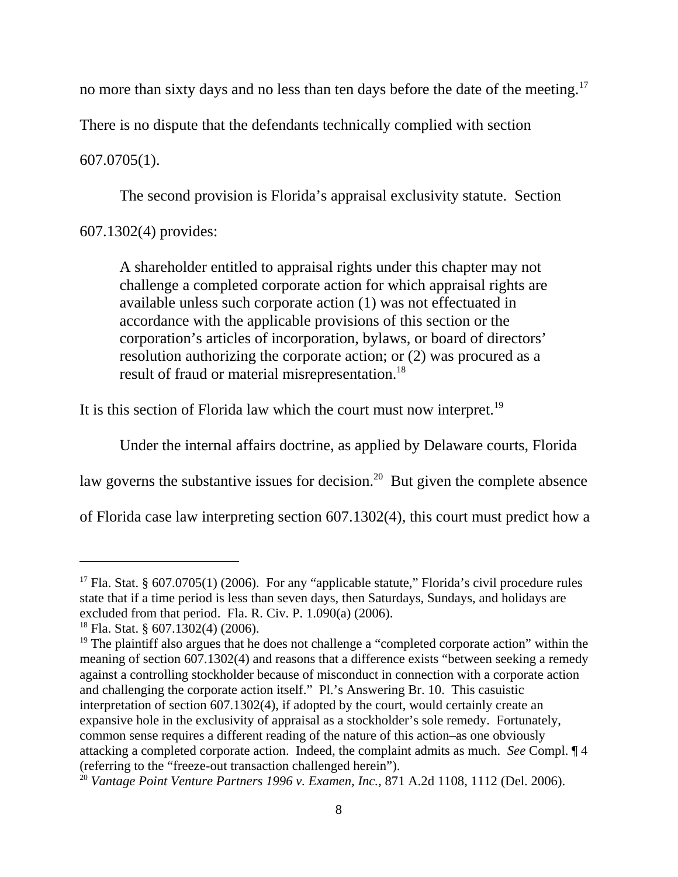no more than sixty days and no less than ten days before the date of the meeting.[17] There is no dispute that the defendants technically complied with section 607.0705(1).

The second provision is Florida's appraisal exclusivity statute. Section 607.1302(4) provides:

> A shareholder entitled to appraisal rights under this chapter may not challenge a completed corporate action for which appraisal rights are available unless such corporate action (1) was not effectuated in accordance with the applicable provisions of this section or the corporation's articles of incorporation, bylaws, or board of directors' resolution authorizing the corporate action; or (2) was procured as a result of fraud or material misrepresentation.[18]

It is this section of Florida law which the court must now interpret.[19]

Under the internal affairs doctrine, as applied by Delaware courts, Florida law governs the substantive issues for decision.[20] But given the complete absence of Florida case law interpreting section 607.1302(4), this court must predict how a

---

[17] Fla. Stat. § 607.0705(1) (2006). For any "applicable statute," Florida's civil procedure rules state that if a time period is less than seven days, then Saturdays, Sundays, and holidays are excluded from that period. Fla. R. Civ. P. 1.090(a) (2006).

[18] Fla. Stat. § 607.1302(4) (2006).

[19] The plaintiff also argues that he does not challenge a "completed corporate action" within the meaning of section 607.1302(4) and reasons that a difference exists "between seeking a remedy against a controlling stockholder because of misconduct in connection with a corporate action and challenging the corporate action itself." Pl.'s Answering Br. 10. This casuistic interpretation of section 607.1302(4), if adopted by the court, would certainly create an expansive hole in the exclusivity of appraisal as a stockholder's sole remedy. Fortunately, common sense requires a different reading of the nature of this action–as one obviously attacking a completed corporate action. Indeed, the complaint admits as much. *See* Compl. ¶ 4 (referring to the "freeze-out transaction challenged herein").

[20] *Vantage Point Venture Partners 1996 v. Examen, Inc.*, 871 A.2d 1108, 1112 (Del. 2006).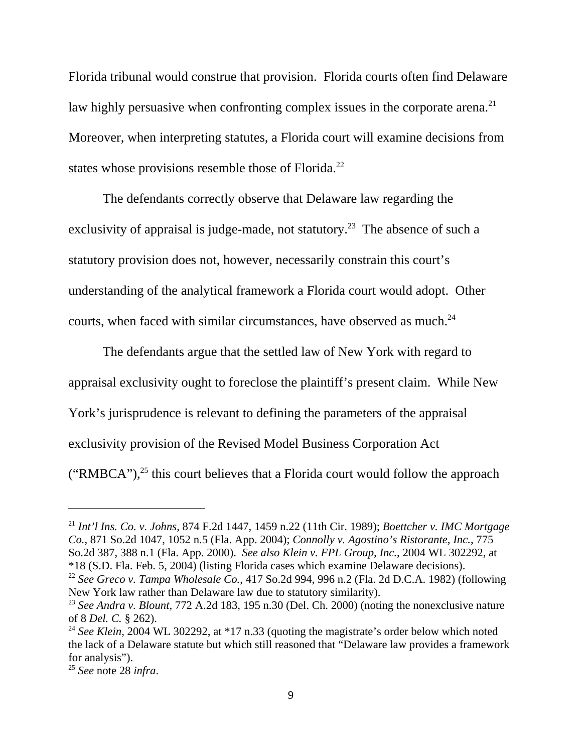Florida tribunal would construe that provision. Florida courts often find Delaware law highly persuasive when confronting complex issues in the corporate arena.[21] Moreover, when interpreting statutes, a Florida court will examine decisions from states whose provisions resemble those of Florida.[22]

The defendants correctly observe that Delaware law regarding the exclusivity of appraisal is judge-made, not statutory.[23] The absence of such a statutory provision does not, however, necessarily constrain this court's understanding of the analytical framework a Florida court would adopt. Other courts, when faced with similar circumstances, have observed as much.[24]

The defendants argue that the settled law of New York with regard to appraisal exclusivity ought to foreclose the plaintiff's present claim. While New York's jurisprudence is relevant to defining the parameters of the appraisal exclusivity provision of the Revised Model Business Corporation Act ("RMBCA"),[25] this court believes that a Florida court would follow the approach

---

[21] *Int'l Ins. Co. v. Johns*, 874 F.2d 1447, 1459 n.22 (11th Cir. 1989); *Boettcher v. IMC Mortgage Co.*, 871 So.2d 1047, 1052 n.5 (Fla. App. 2004); *Connolly v. Agostino's Ristorante, Inc.*, 775 So.2d 387, 388 n.1 (Fla. App. 2000). *See also Klein v. FPL Group, Inc.*, 2004 WL 302292, at *18 (S.D. Fla. Feb. 5, 2004) (listing Florida cases which examine Delaware decisions).

[22] *See Greco v. Tampa Wholesale Co.*, 417 So.2d 994, 996 n.2 (Fla. 2d D.C.A. 1982) (following New York law rather than Delaware law due to statutory similarity).

[23] *See Andra v. Blount*, 772 A.2d 183, 195 n.30 (Del. Ch. 2000) (noting the nonexclusive nature of 8 *Del. C.* § 262).

[24] *See Klein*, 2004 WL 302292, at *17 n.33 (quoting the magistrate's order below which noted the lack of a Delaware statute but which still reasoned that "Delaware law provides a framework for analysis").

[25] *See* note 28 *infra*.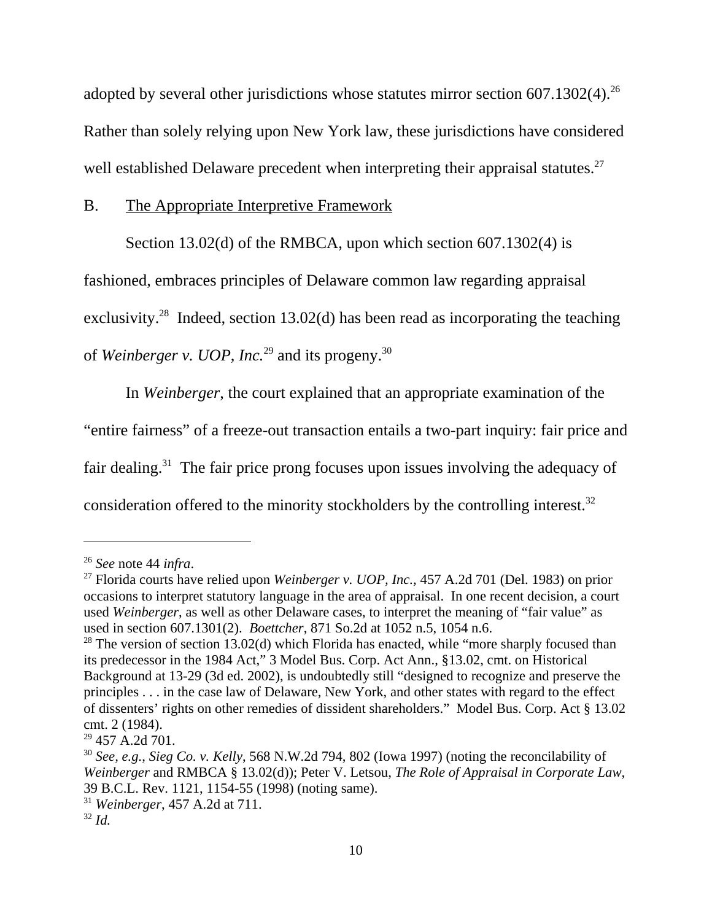adopted by several other jurisdictions whose statutes mirror section 607.1302(4).[26] Rather than solely relying upon New York law, these jurisdictions have considered well established Delaware precedent when interpreting their appraisal statutes.[27]

B. <u>The Appropriate Interpretive Framework</u>

Section 13.02(d) of the RMBCA, upon which section 607.1302(4) is fashioned, embraces principles of Delaware common law regarding appraisal exclusivity.[28] Indeed, section 13.02(d) has been read as incorporating the teaching of *Weinberger v. UOP, Inc.*[29] and its progeny.[30]

In *Weinberger,* the court explained that an appropriate examination of the "entire fairness" of a freeze-out transaction entails a two-part inquiry: fair price and fair dealing.[31] The fair price prong focuses upon issues involving the adequacy of consideration offered to the minority stockholders by the controlling interest.[32]

---

[26] *See* note 44 *infra*.

[27] Florida courts have relied upon *Weinberger v. UOP, Inc.*, 457 A.2d 701 (Del. 1983) on prior occasions to interpret statutory language in the area of appraisal. In one recent decision, a court used *Weinberger*, as well as other Delaware cases, to interpret the meaning of "fair value" as used in section 607.1301(2). *Boettcher*, 871 So.2d at 1052 n.5, 1054 n.6.

[28] The version of section 13.02(d) which Florida has enacted, while "more sharply focused than its predecessor in the 1984 Act," 3 Model Bus. Corp. Act Ann., §13.02, cmt. on Historical Background at 13-29 (3d ed. 2002), is undoubtedly still "designed to recognize and preserve the principles . . . in the case law of Delaware, New York, and other states with regard to the effect of dissenters' rights on other remedies of dissident shareholders." Model Bus. Corp. Act § 13.02 cmt. 2 (1984).

[29] 457 A.2d 701.

[30] *See, e.g.*, *Sieg Co. v. Kelly*, 568 N.W.2d 794, 802 (Iowa 1997) (noting the reconcilability of *Weinberger* and RMBCA § 13.02(d)); Peter V. Letsou, *The Role of Appraisal in Corporate Law*, 39 B.C.L. Rev. 1121, 1154-55 (1998) (noting same).

[31] *Weinberger*, 457 A.2d at 711.

[32] *Id.*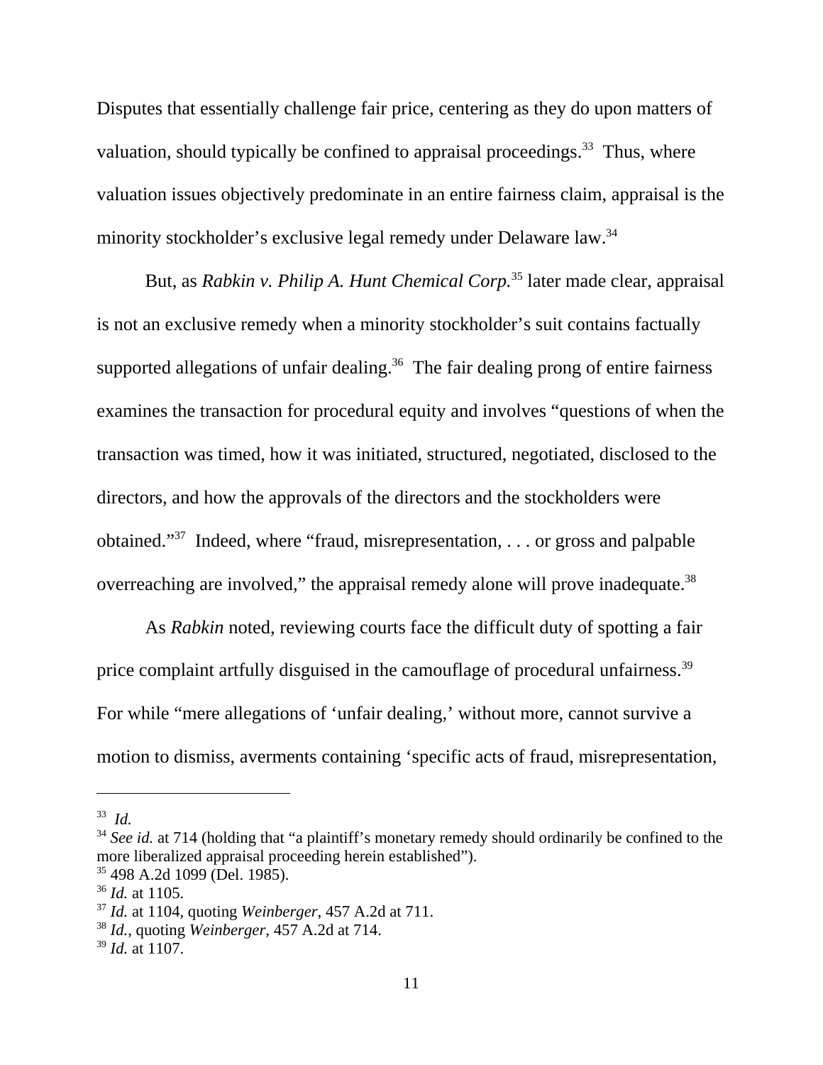Disputes that essentially challenge fair price, centering as they do upon matters of valuation, should typically be confined to appraisal proceedings.[33] Thus, where valuation issues objectively predominate in an entire fairness claim, appraisal is the minority stockholder's exclusive legal remedy under Delaware law.[34]

But, as *Rabkin v. Philip A. Hunt Chemical Corp.*[35] later made clear, appraisal is not an exclusive remedy when a minority stockholder's suit contains factually supported allegations of unfair dealing.[36] The fair dealing prong of entire fairness examines the transaction for procedural equity and involves "questions of when the transaction was timed, how it was initiated, structured, negotiated, disclosed to the directors, and how the approvals of the directors and the stockholders were obtained."[37] Indeed, where "fraud, misrepresentation, . . . or gross and palpable overreaching are involved," the appraisal remedy alone will prove inadequate.[38]

As *Rabkin* noted, reviewing courts face the difficult duty of spotting a fair price complaint artfully disguised in the camouflage of procedural unfairness.[39] For while "mere allegations of 'unfair dealing,' without more, cannot survive a motion to dismiss, averments containing 'specific acts of fraud, misrepresentation,

---

[33] *Id.*

[34] *See id.* at 714 (holding that "a plaintiff's monetary remedy should ordinarily be confined to the more liberalized appraisal proceeding herein established").

[35] 498 A.2d 1099 (Del. 1985).

[36] *Id.* at 1105.

[37] *Id.* at 1104, quoting *Weinberger*, 457 A.2d at 711.

[38] *Id.*, quoting *Weinberger*, 457 A.2d at 714.

[39] *Id.* at 1107.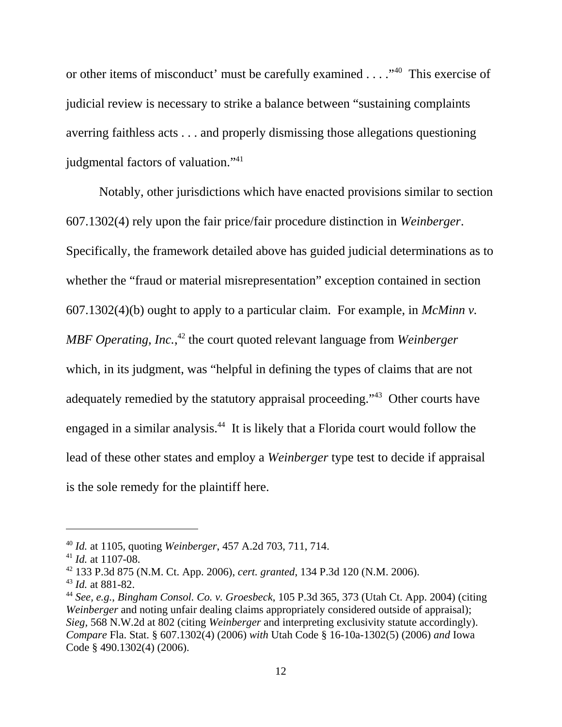or other items of misconduct' must be carefully examined . . . ."[40] This exercise of judicial review is necessary to strike a balance between "sustaining complaints averring faithless acts . . . and properly dismissing those allegations questioning judgmental factors of valuation."[41]

Notably, other jurisdictions which have enacted provisions similar to section 607.1302(4) rely upon the fair price/fair procedure distinction in *Weinberger*. Specifically, the framework detailed above has guided judicial determinations as to whether the "fraud or material misrepresentation" exception contained in section 607.1302(4)(b) ought to apply to a particular claim. For example, in *McMinn v. MBF Operating, Inc.*,[42] the court quoted relevant language from *Weinberger* which, in its judgment, was "helpful in defining the types of claims that are not adequately remedied by the statutory appraisal proceeding."[43] Other courts have engaged in a similar analysis.[44] It is likely that a Florida court would follow the lead of these other states and employ a *Weinberger* type test to decide if appraisal is the sole remedy for the plaintiff here.

---

[40] *Id.* at 1105, quoting *Weinberger*, 457 A.2d 703, 711, 714.

[41] *Id.* at 1107-08.

[42] 133 P.3d 875 (N.M. Ct. App. 2006), *cert. granted*, 134 P.3d 120 (N.M. 2006).

[43] *Id.* at 881-82.

[44] *See, e.g.*, *Bingham Consol. Co. v. Groesbeck*, 105 P.3d 365, 373 (Utah Ct. App. 2004) (citing *Weinberger* and noting unfair dealing claims appropriately considered outside of appraisal); *Sieg*, 568 N.W.2d at 802 (citing *Weinberger* and interpreting exclusivity statute accordingly). *Compare* Fla. Stat. § 607.1302(4) (2006) *with* Utah Code § 16-10a-1302(5) (2006) *and* Iowa Code § 490.1302(4) (2006).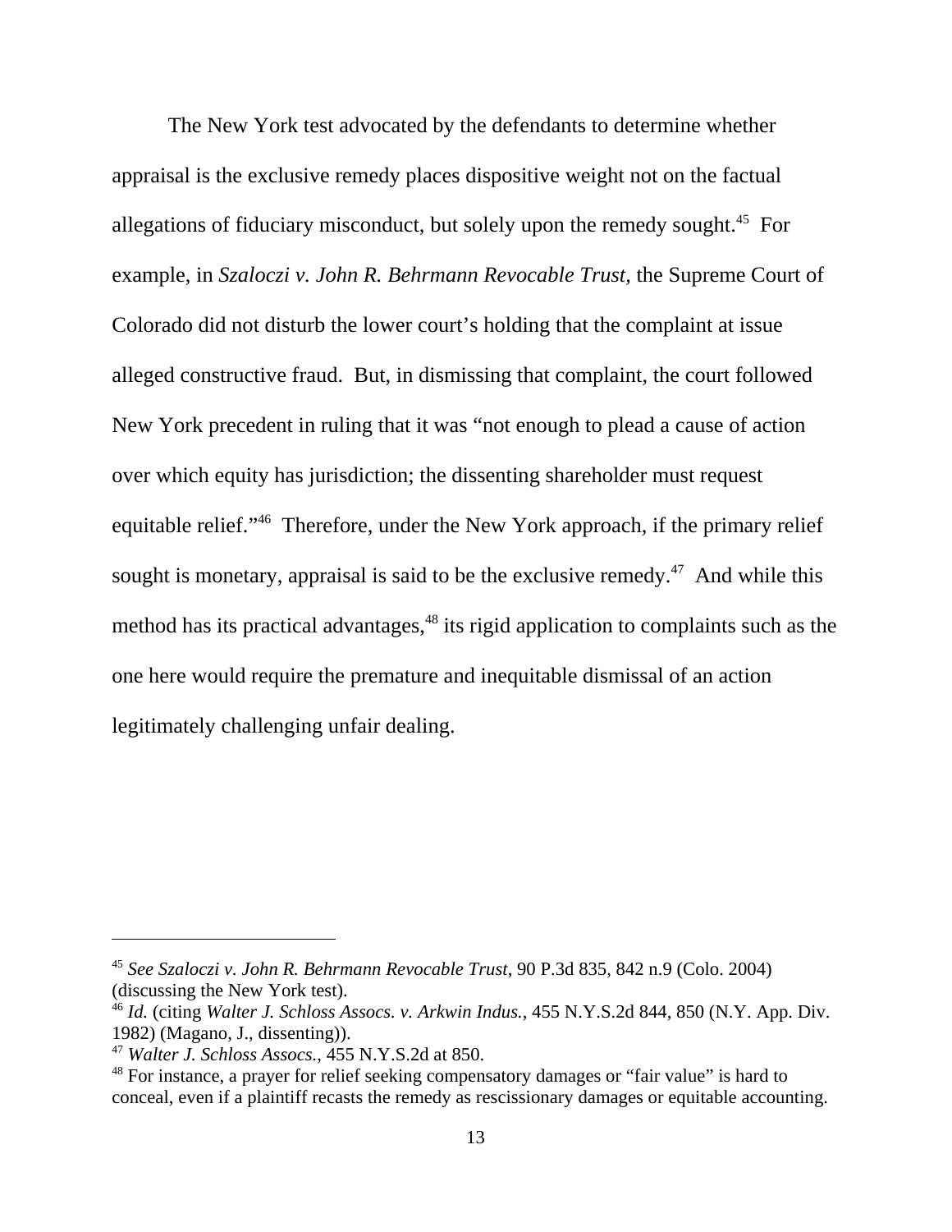The New York test advocated by the defendants to determine whether appraisal is the exclusive remedy places dispositive weight not on the factual allegations of fiduciary misconduct, but solely upon the remedy sought.[45] For example, in *Szaloczi v. John R. Behrmann Revocable Trust*, the Supreme Court of Colorado did not disturb the lower court's holding that the complaint at issue alleged constructive fraud. But, in dismissing that complaint, the court followed New York precedent in ruling that it was "not enough to plead a cause of action over which equity has jurisdiction; the dissenting shareholder must request equitable relief."[46] Therefore, under the New York approach, if the primary relief sought is monetary, appraisal is said to be the exclusive remedy.[47] And while this method has its practical advantages,[48] its rigid application to complaints such as the one here would require the premature and inequitable dismissal of an action legitimately challenging unfair dealing.

---

[45] *See Szaloczi v. John R. Behrmann Revocable Trust*, 90 P.3d 835, 842 n.9 (Colo. 2004) (discussing the New York test).

[46] *Id.* (citing *Walter J. Schloss Assocs. v. Arkwin Indus.*, 455 N.Y.S.2d 844, 850 (N.Y. App. Div. 1982) (Magano, J., dissenting)).

[47] *Walter J. Schloss Assocs.*, 455 N.Y.S.2d at 850.

[48] For instance, a prayer for relief seeking compensatory damages or "fair value" is hard to conceal, even if a plaintiff recasts the remedy as rescissionary damages or equitable accounting.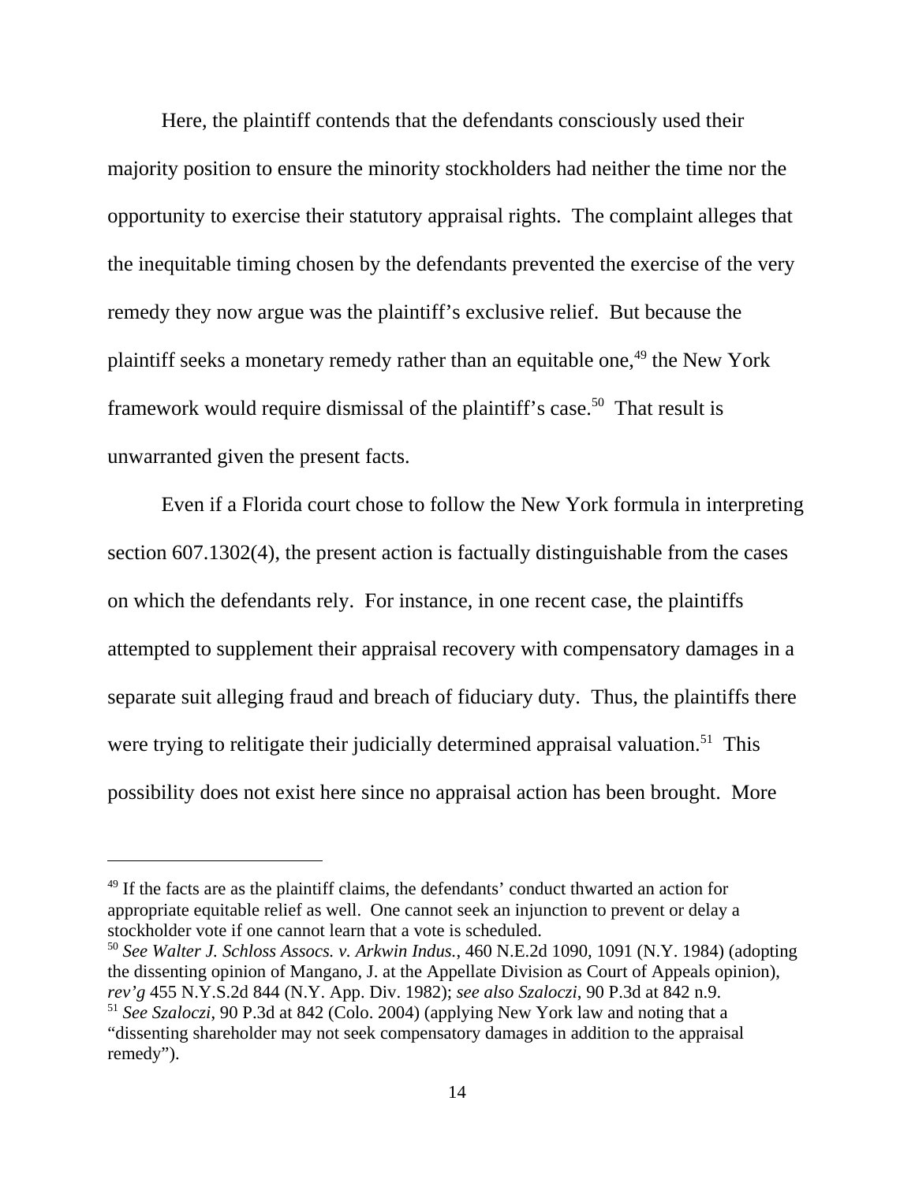Here, the plaintiff contends that the defendants consciously used their majority position to ensure the minority stockholders had neither the time nor the opportunity to exercise their statutory appraisal rights. The complaint alleges that the inequitable timing chosen by the defendants prevented the exercise of the very remedy they now argue was the plaintiff's exclusive relief. But because the plaintiff seeks a monetary remedy rather than an equitable one,[49] the New York framework would require dismissal of the plaintiff's case.[50] That result is unwarranted given the present facts.

Even if a Florida court chose to follow the New York formula in interpreting section 607.1302(4), the present action is factually distinguishable from the cases on which the defendants rely. For instance, in one recent case, the plaintiffs attempted to supplement their appraisal recovery with compensatory damages in a separate suit alleging fraud and breach of fiduciary duty. Thus, the plaintiffs there were trying to relitigate their judicially determined appraisal valuation.[51] This possibility does not exist here since no appraisal action has been brought. More

---

[49] If the facts are as the plaintiff claims, the defendants' conduct thwarted an action for appropriate equitable relief as well. One cannot seek an injunction to prevent or delay a stockholder vote if one cannot learn that a vote is scheduled.

[50] *See Walter J. Schloss Assocs. v. Arkwin Indus.*, 460 N.E.2d 1090, 1091 (N.Y. 1984) (adopting the dissenting opinion of Mangano, J. at the Appellate Division as Court of Appeals opinion), *rev'g* 455 N.Y.S.2d 844 (N.Y. App. Div. 1982); *see also Szaloczi*, 90 P.3d at 842 n.9.

[51] *See Szaloczi*, 90 P.3d at 842 (Colo. 2004) (applying New York law and noting that a "dissenting shareholder may not seek compensatory damages in addition to the appraisal remedy").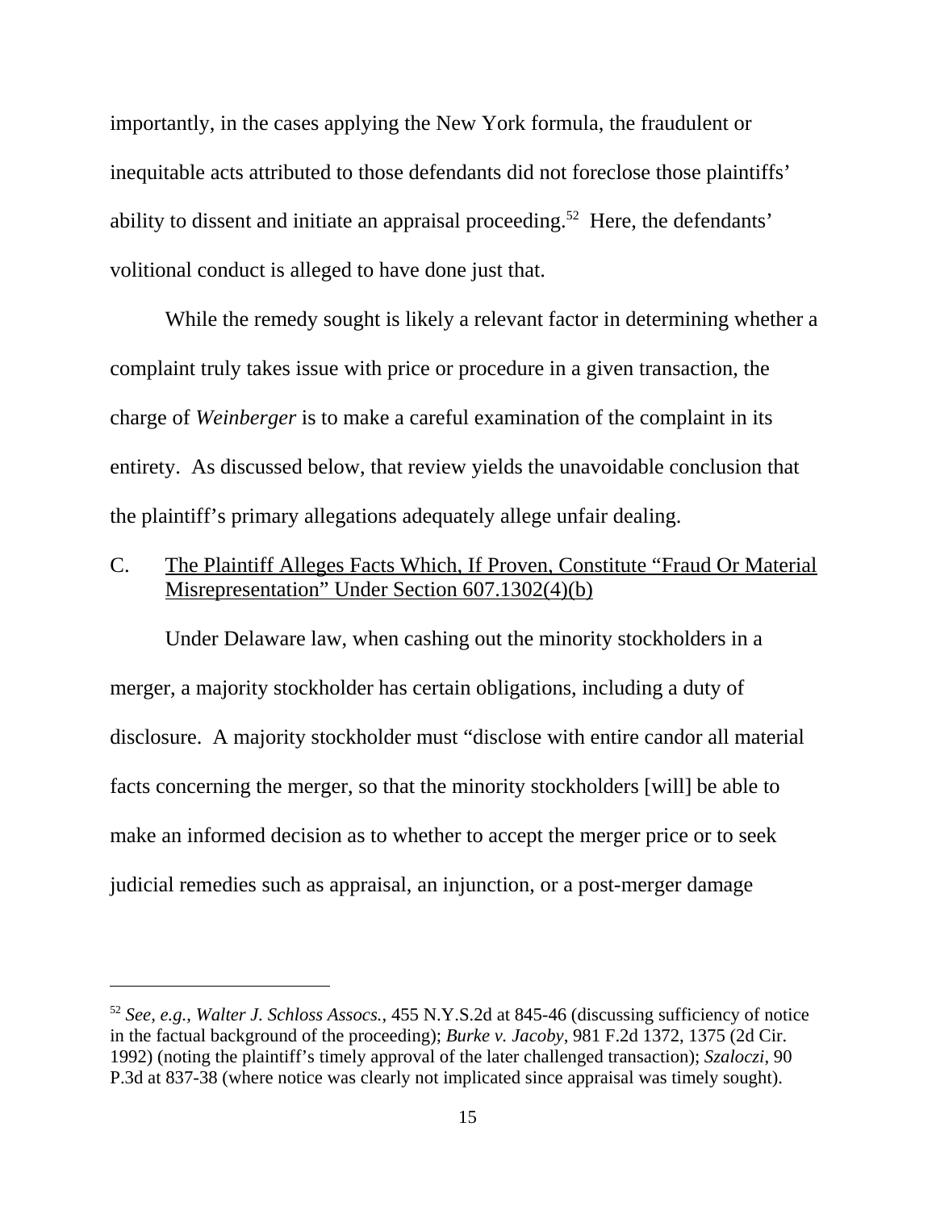importantly, in the cases applying the New York formula, the fraudulent or inequitable acts attributed to those defendants did not foreclose those plaintiffs' ability to dissent and initiate an appraisal proceeding.[52] Here, the defendants' volitional conduct is alleged to have done just that.

While the remedy sought is likely a relevant factor in determining whether a complaint truly takes issue with price or procedure in a given transaction, the charge of *Weinberger* is to make a careful examination of the complaint in its entirety. As discussed below, that review yields the unavoidable conclusion that the plaintiff's primary allegations adequately allege unfair dealing.

### C. The Plaintiff Alleges Facts Which, If Proven, Constitute "Fraud Or Material Misrepresentation" Under Section 607.1302(4)(b)

Under Delaware law, when cashing out the minority stockholders in a merger, a majority stockholder has certain obligations, including a duty of disclosure. A majority stockholder must "disclose with entire candor all material facts concerning the merger, so that the minority stockholders [will] be able to make an informed decision as to whether to accept the merger price or to seek judicial remedies such as appraisal, an injunction, or a post-merger damage

---

[52] *See, e.g.*, *Walter J. Schloss Assocs.*, 455 N.Y.S.2d at 845-46 (discussing sufficiency of notice in the factual background of the proceeding); *Burke v. Jacoby*, 981 F.2d 1372, 1375 (2d Cir. 1992) (noting the plaintiff's timely approval of the later challenged transaction); *Szaloczi*, 90 P.3d at 837-38 (where notice was clearly not implicated since appraisal was timely sought).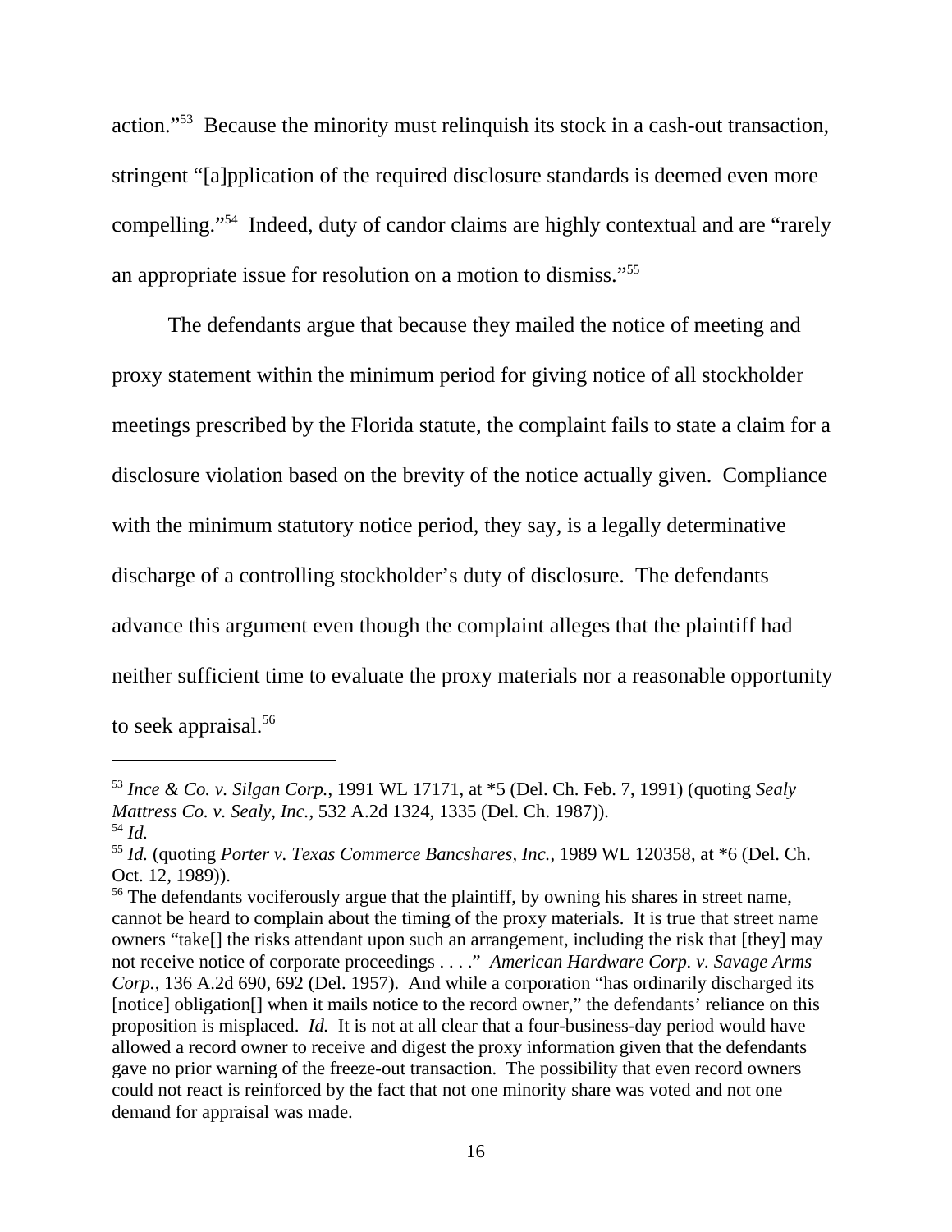action."[53] Because the minority must relinquish its stock in a cash-out transaction, stringent "[a]pplication of the required disclosure standards is deemed even more compelling."[54] Indeed, duty of candor claims are highly contextual and are "rarely an appropriate issue for resolution on a motion to dismiss."[55]

The defendants argue that because they mailed the notice of meeting and proxy statement within the minimum period for giving notice of all stockholder meetings prescribed by the Florida statute, the complaint fails to state a claim for a disclosure violation based on the brevity of the notice actually given. Compliance with the minimum statutory notice period, they say, is a legally determinative discharge of a controlling stockholder's duty of disclosure. The defendants advance this argument even though the complaint alleges that the plaintiff had neither sufficient time to evaluate the proxy materials nor a reasonable opportunity to seek appraisal.[56]

---

[53] *Ince & Co. v. Silgan Corp.*, 1991 WL 17171, at *5 (Del. Ch. Feb. 7, 1991) (quoting *Sealy Mattress Co. v. Sealy, Inc.*, 532 A.2d 1324, 1335 (Del. Ch. 1987)).

[54] *Id.*

[55] *Id.* (quoting *Porter v. Texas Commerce Bancshares, Inc.*, 1989 WL 120358, at *6 (Del. Ch. Oct. 12, 1989)).

[56] The defendants vociferously argue that the plaintiff, by owning his shares in street name, cannot be heard to complain about the timing of the proxy materials. It is true that street name owners "take[] the risks attendant upon such an arrangement, including the risk that [they] may not receive notice of corporate proceedings . . . ." *American Hardware Corp. v. Savage Arms Corp.*, 136 A.2d 690, 692 (Del. 1957). And while a corporation "has ordinarily discharged its [notice] obligation[] when it mails notice to the record owner," the defendants' reliance on this proposition is misplaced. *Id.* It is not at all clear that a four-business-day period would have allowed a record owner to receive and digest the proxy information given that the defendants gave no prior warning of the freeze-out transaction. The possibility that even record owners could not react is reinforced by the fact that not one minority share was voted and not one demand for appraisal was made.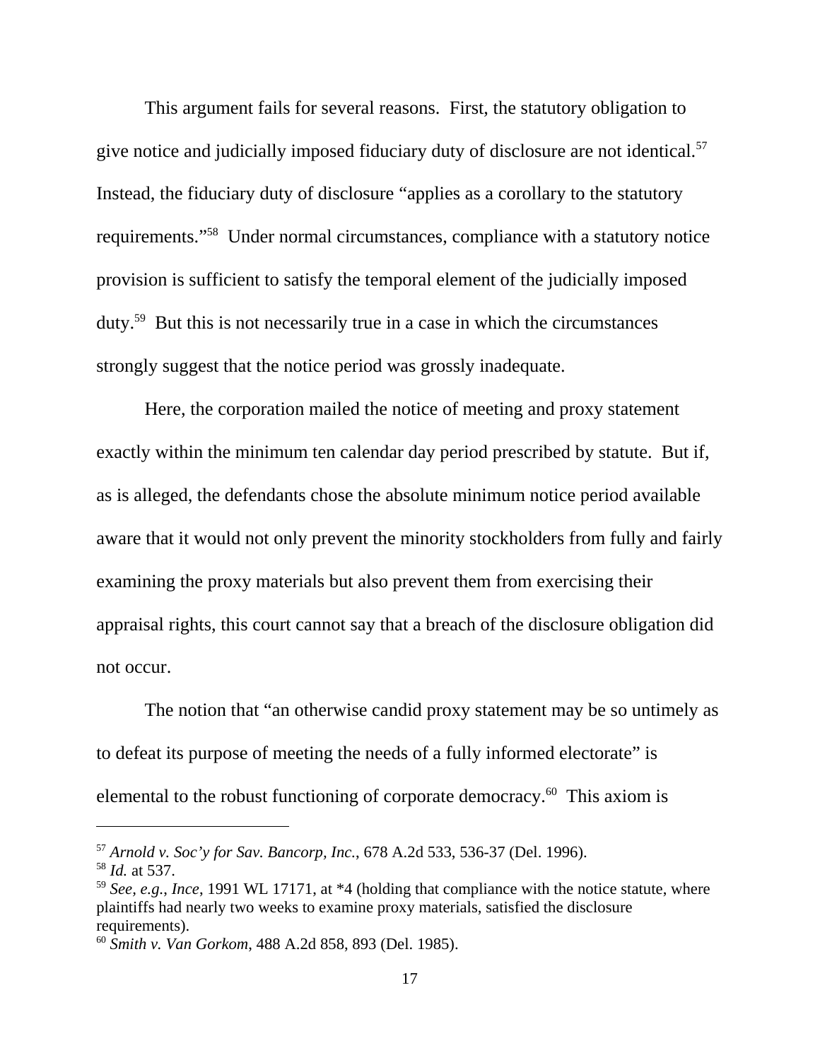This argument fails for several reasons. First, the statutory obligation to give notice and judicially imposed fiduciary duty of disclosure are not identical.[57] Instead, the fiduciary duty of disclosure "applies as a corollary to the statutory requirements."[58] Under normal circumstances, compliance with a statutory notice provision is sufficient to satisfy the temporal element of the judicially imposed duty.[59] But this is not necessarily true in a case in which the circumstances strongly suggest that the notice period was grossly inadequate.

Here, the corporation mailed the notice of meeting and proxy statement exactly within the minimum ten calendar day period prescribed by statute. But if, as is alleged, the defendants chose the absolute minimum notice period available aware that it would not only prevent the minority stockholders from fully and fairly examining the proxy materials but also prevent them from exercising their appraisal rights, this court cannot say that a breach of the disclosure obligation did not occur.

The notion that "an otherwise candid proxy statement may be so untimely as to defeat its purpose of meeting the needs of a fully informed electorate" is elemental to the robust functioning of corporate democracy.[60] This axiom is

---

[57] *Arnold v. Soc'y for Sav. Bancorp, Inc.*, 678 A.2d 533, 536-37 (Del. 1996).

[58] *Id.* at 537.

[59] *See, e.g.*, *Ince*, 1991 WL 17171, at *4 (holding that compliance with the notice statute, where plaintiffs had nearly two weeks to examine proxy materials, satisfied the disclosure requirements).

[60] *Smith v. Van Gorkom*, 488 A.2d 858, 893 (Del. 1985).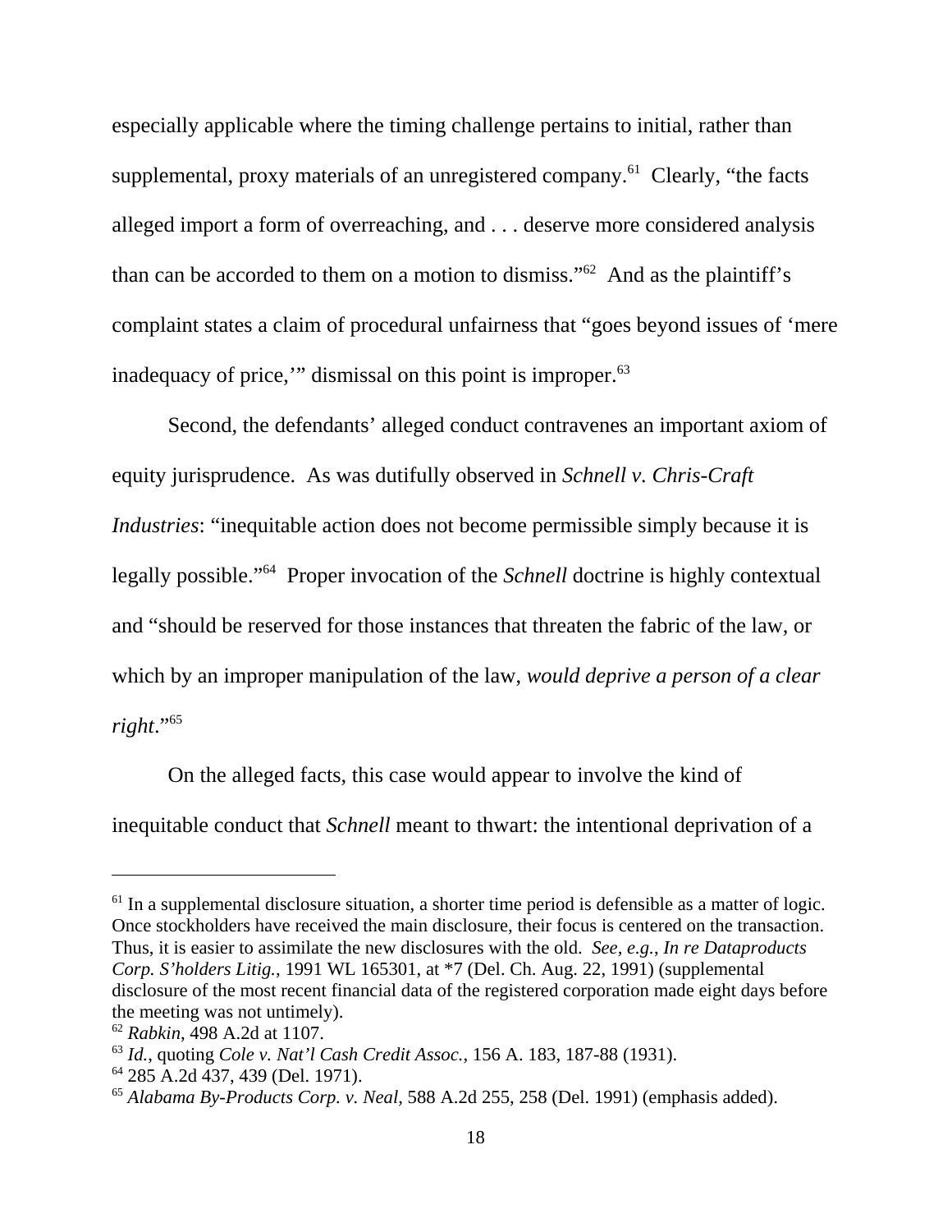especially applicable where the timing challenge pertains to initial, rather than supplemental, proxy materials of an unregistered company.[61] Clearly, "the facts alleged import a form of overreaching, and . . . deserve more considered analysis than can be accorded to them on a motion to dismiss."[62] And as the plaintiff's complaint states a claim of procedural unfairness that "goes beyond issues of 'mere inadequacy of price,'" dismissal on this point is improper.[63]

Second, the defendants' alleged conduct contravenes an important axiom of equity jurisprudence. As was dutifully observed in *Schnell v. Chris-Craft Industries*: "inequitable action does not become permissible simply because it is legally possible."[64] Proper invocation of the *Schnell* doctrine is highly contextual and "should be reserved for those instances that threaten the fabric of the law, or which by an improper manipulation of the law, *would deprive a person of a clear right*."[65]

On the alleged facts, this case would appear to involve the kind of inequitable conduct that *Schnell* meant to thwart: the intentional deprivation of a

---

[61] In a supplemental disclosure situation, a shorter time period is defensible as a matter of logic. Once stockholders have received the main disclosure, their focus is centered on the transaction. Thus, it is easier to assimilate the new disclosures with the old. *See, e.g.*, *In re Dataproducts Corp. S'holders Litig.*, 1991 WL 165301, at *7 (Del. Ch. Aug. 22, 1991) (supplemental disclosure of the most recent financial data of the registered corporation made eight days before the meeting was not untimely).

[62] *Rabkin*, 498 A.2d at 1107.

[63] *Id.*, quoting *Cole v. Nat'l Cash Credit Assoc.*, 156 A. 183, 187-88 (1931).

[64] 285 A.2d 437, 439 (Del. 1971).

[65] *Alabama By-Products Corp. v. Neal*, 588 A.2d 255, 258 (Del. 1991) (emphasis added).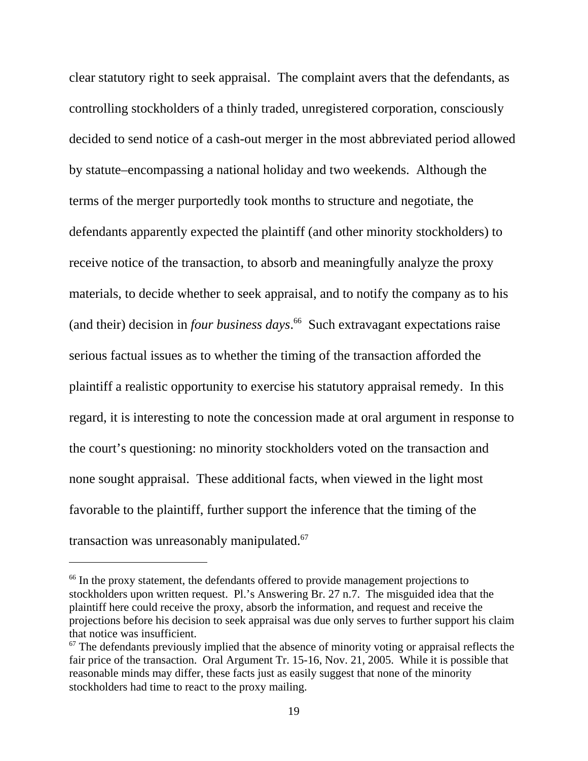clear statutory right to seek appraisal. The complaint avers that the defendants, as controlling stockholders of a thinly traded, unregistered corporation, consciously decided to send notice of a cash-out merger in the most abbreviated period allowed by statute–encompassing a national holiday and two weekends. Although the terms of the merger purportedly took months to structure and negotiate, the defendants apparently expected the plaintiff (and other minority stockholders) to receive notice of the transaction, to absorb and meaningfully analyze the proxy materials, to decide whether to seek appraisal, and to notify the company as to his (and their) decision in *four business days*.[66] Such extravagant expectations raise serious factual issues as to whether the timing of the transaction afforded the plaintiff a realistic opportunity to exercise his statutory appraisal remedy. In this regard, it is interesting to note the concession made at oral argument in response to the court's questioning: no minority stockholders voted on the transaction and none sought appraisal. These additional facts, when viewed in the light most favorable to the plaintiff, further support the inference that the timing of the transaction was unreasonably manipulated.[67]

---

[66] In the proxy statement, the defendants offered to provide management projections to stockholders upon written request. Pl.'s Answering Br. 27 n.7. The misguided idea that the plaintiff here could receive the proxy, absorb the information, and request and receive the projections before his decision to seek appraisal was due only serves to further support his claim that notice was insufficient.

[67] The defendants previously implied that the absence of minority voting or appraisal reflects the fair price of the transaction. Oral Argument Tr. 15-16, Nov. 21, 2005. While it is possible that reasonable minds may differ, these facts just as easily suggest that none of the minority stockholders had time to react to the proxy mailing.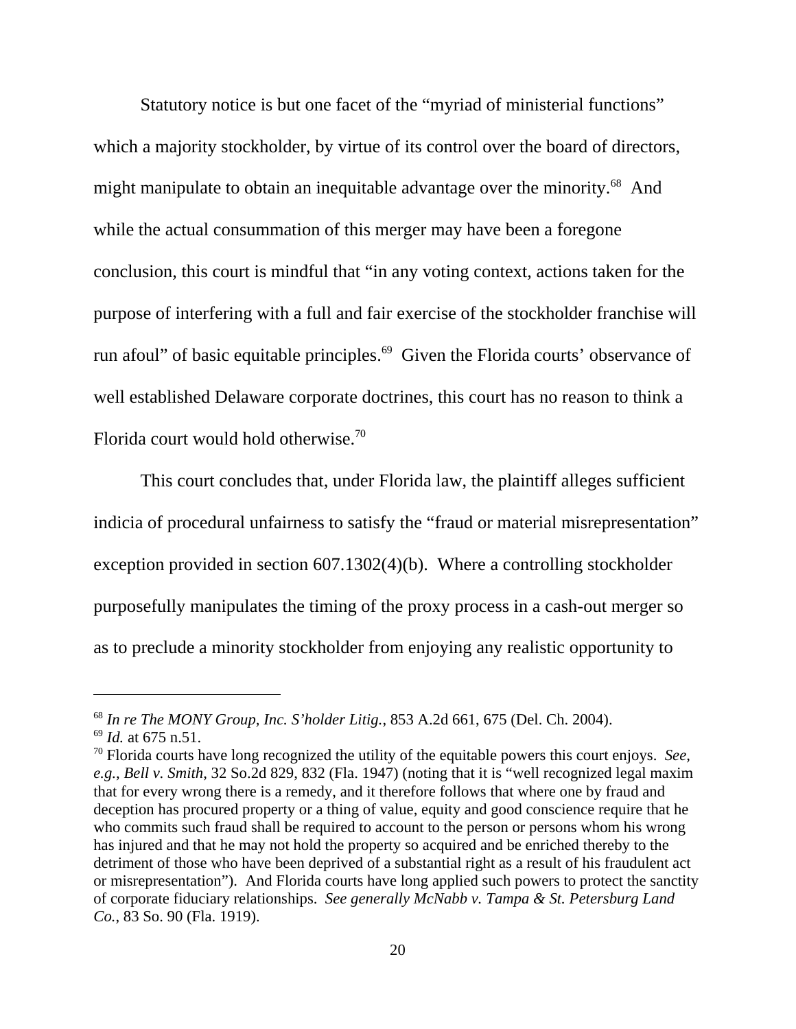Statutory notice is but one facet of the "myriad of ministerial functions" which a majority stockholder, by virtue of its control over the board of directors, might manipulate to obtain an inequitable advantage over the minority.[68] And while the actual consummation of this merger may have been a foregone conclusion, this court is mindful that "in any voting context, actions taken for the purpose of interfering with a full and fair exercise of the stockholder franchise will run afoul" of basic equitable principles.[69] Given the Florida courts' observance of well established Delaware corporate doctrines, this court has no reason to think a Florida court would hold otherwise.[70]

This court concludes that, under Florida law, the plaintiff alleges sufficient indicia of procedural unfairness to satisfy the "fraud or material misrepresentation" exception provided in section 607.1302(4)(b). Where a controlling stockholder purposefully manipulates the timing of the proxy process in a cash-out merger so as to preclude a minority stockholder from enjoying any realistic opportunity to

---

[68] *In re The MONY Group, Inc. S'holder Litig.*, 853 A.2d 661, 675 (Del. Ch. 2004).

[69] *Id.* at 675 n.51.

[70] Florida courts have long recognized the utility of the equitable powers this court enjoys. *See, e.g.*, *Bell v. Smith*, 32 So.2d 829, 832 (Fla. 1947) (noting that it is "well recognized legal maxim that for every wrong there is a remedy, and it therefore follows that where one by fraud and deception has procured property or a thing of value, equity and good conscience require that he who commits such fraud shall be required to account to the person or persons whom his wrong has injured and that he may not hold the property so acquired and be enriched thereby to the detriment of those who have been deprived of a substantial right as a result of his fraudulent act or misrepresentation"). And Florida courts have long applied such powers to protect the sanctity of corporate fiduciary relationships. *See generally McNabb v. Tampa & St. Petersburg Land Co.*, 83 So. 90 (Fla. 1919).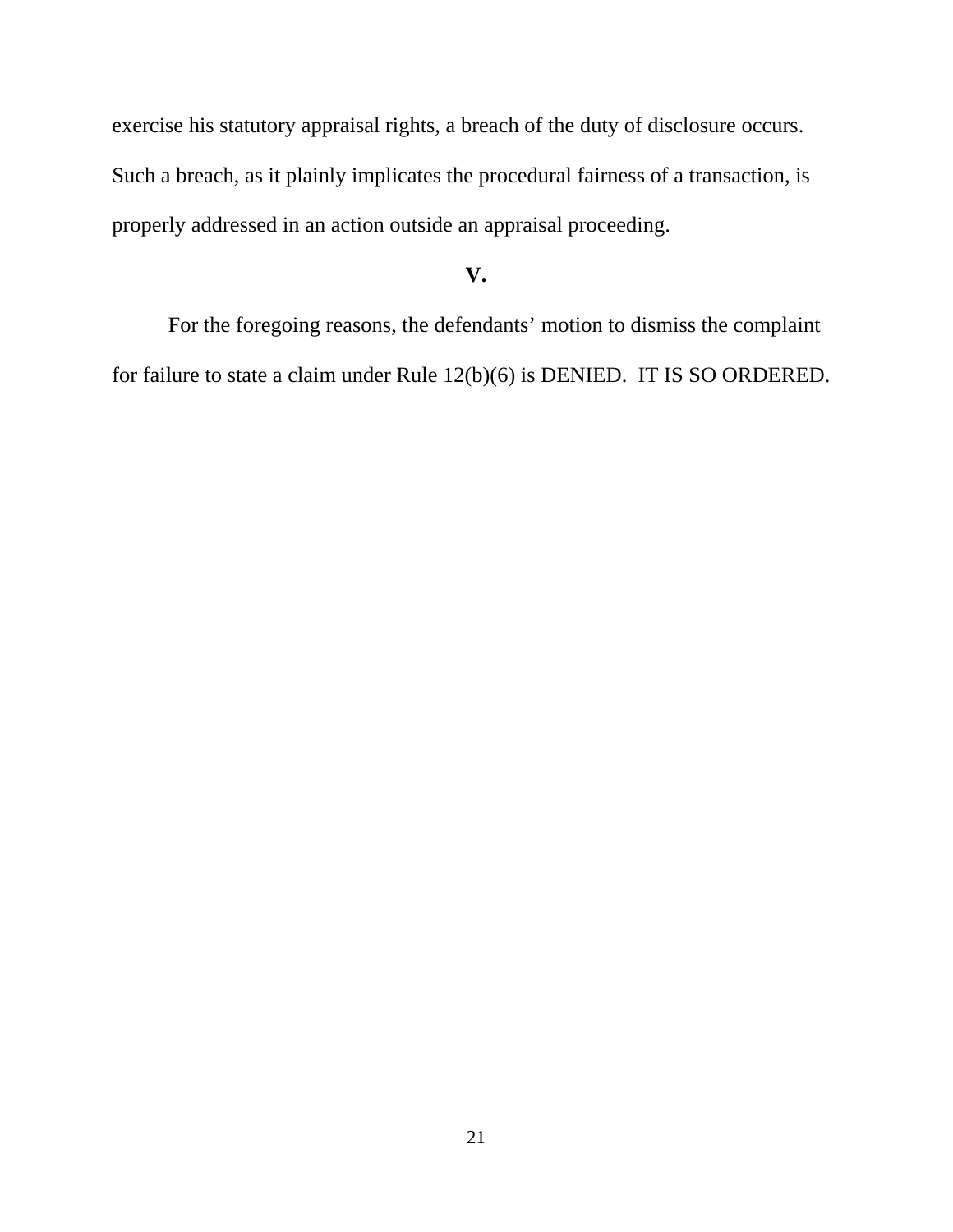exercise his statutory appraisal rights, a breach of the duty of disclosure occurs. Such a breach, as it plainly implicates the procedural fairness of a transaction, is properly addressed in an action outside an appraisal proceeding.

## V.

For the foregoing reasons, the defendants' motion to dismiss the complaint for failure to state a claim under Rule 12(b)(6) is DENIED. IT IS SO ORDERED.